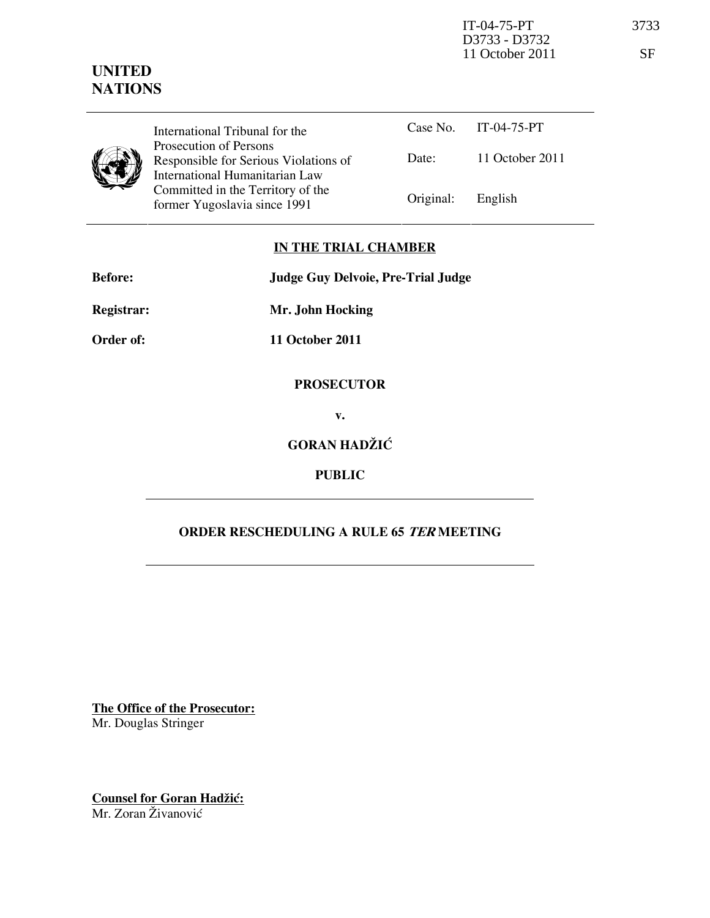IT-04-75-PT
D3733 - D3732
11 October 2011

3733

SF

**UNITED NATIONS**

| International Tribunal for the Prosecution of Persons Responsible for Serious Violations of International Humanitarian Law Committed in the Territory of the former Yugoslavia since 1991 | Case No. | IT-04-75-PT |
|---|---|---|
| | Date: | 11 October 2011 |
| | Original: | English |

## IN THE TRIAL CHAMBER

**Before:** **Judge Guy Delvoie, Pre-Trial Judge**

**Registrar:** **Mr. John Hocking**

**Order of:** **11 October 2011**

**PROSECUTOR**

**v.**

**GORAN HADŽIĆ**

**PUBLIC**

## ORDER RESCHEDULING A RULE 65 *TER* MEETING

**The Office of the Prosecutor:**
Mr. Douglas Stringer

**Counsel for Goran Hadžić:**
Mr. Zoran Živanović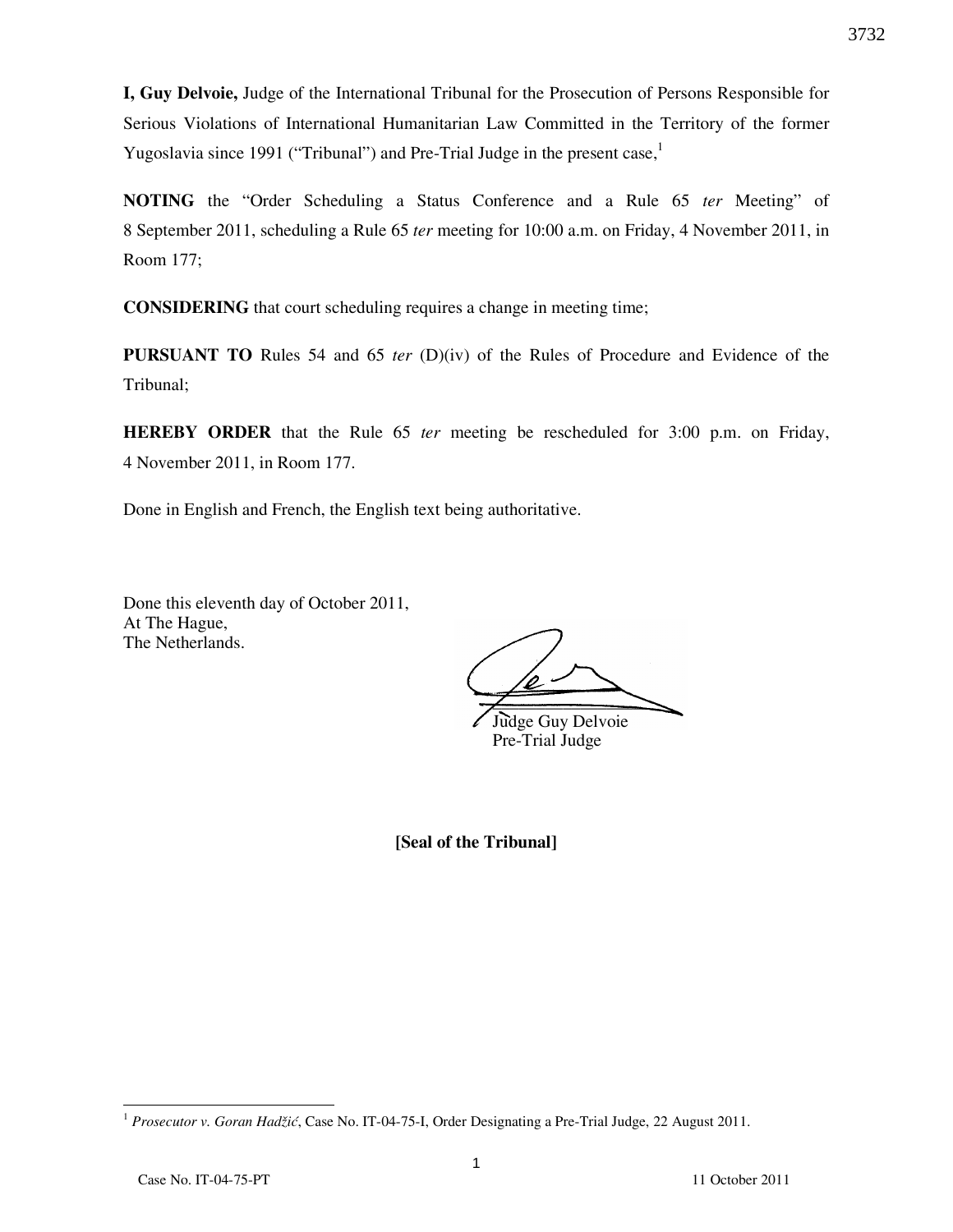**I, Guy Delvoie,** Judge of the International Tribunal for the Prosecution of Persons Responsible for Serious Violations of International Humanitarian Law Committed in the Territory of the former Yugoslavia since 1991 ("Tribunal") and Pre-Trial Judge in the present case,[1]

**NOTING** the "Order Scheduling a Status Conference and a Rule 65 *ter* Meeting" of 8 September 2011, scheduling a Rule 65 *ter* meeting for 10:00 a.m. on Friday, 4 November 2011, in Room 177;

**CONSIDERING** that court scheduling requires a change in meeting time;

**PURSUANT TO** Rules 54 and 65 *ter* (D)(iv) of the Rules of Procedure and Evidence of the Tribunal;

**HEREBY ORDER** that the Rule 65 *ter* meeting be rescheduled for 3:00 p.m. on Friday, 4 November 2011, in Room 177.

Done in English and French, the English text being authoritative.

Done this eleventh day of October 2011,
At The Hague,
The Netherlands.

Judge Guy Delvoie
Pre-Trial Judge

**[Seal of the Tribunal]**

[1] *Prosecutor v. Goran Hadžić*, Case No. IT-04-75-I, Order Designating a Pre-Trial Judge, 22 August 2011.